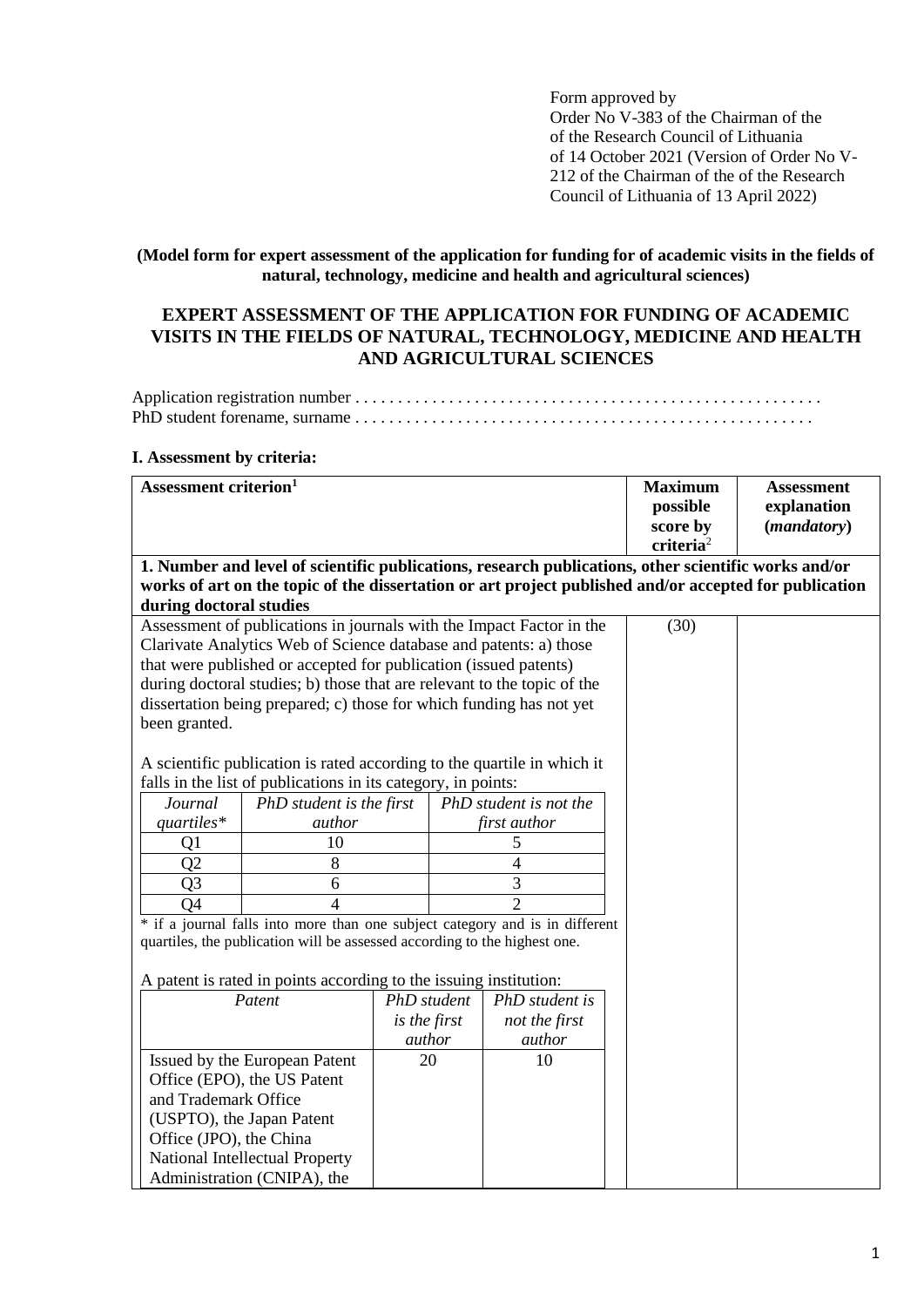Form approved by
Order No V-383 of the Chairman of the
of the Research Council of Lithuania
of 14 October 2021 (Version of Order No V-212 of the Chairman of the of the Research Council of Lithuania of 13 April 2022)

**(Model form for expert assessment of the application for funding for of academic visits in the fields of natural, technology, medicine and health and agricultural sciences)**

# EXPERT ASSESSMENT OF THE APPLICATION FOR FUNDING OF ACADEMIC VISITS IN THE FIELDS OF NATURAL, TECHNOLOGY, MEDICINE AND HEALTH AND AGRICULTURAL SCIENCES

Application registration number . . . . . . . . . . . . . . . . . . . . . . . . . . . . . . . . . . . . . . . . . . . . . . . . . . . . .
PhD student forename, surname . . . . . . . . . . . . . . . . . . . . . . . . . . . . . . . . . . . . . . . . . . . . . . . . . . . .

**I. Assessment by criteria:**

| **Assessment criterion**[1] | **Maximum possible score by criteria**[2] | **Assessment explanation (*mandatory*)** |
|---|---|---|
| **1. Number and level of scientific publications, research publications, other scientific works and/or works of art on the topic of the dissertation or art project published and/or accepted for publication during doctoral studies** | | |
| Assessment of publications in journals with the Impact Factor in the Clarivate Analytics Web of Science database and patents: a) those that were published or accepted for publication (issued patents) during doctoral studies; b) those that are relevant to the topic of the dissertation being prepared; c) those for which funding has not yet been granted. | (30) | |

A scientific publication is rated according to the quartile in which it falls in the list of publications in its category, in points:

| *Journal quartiles\** | *PhD student is the first author* | *PhD student is not the first author* |
|---|---|---|
| Q1 | 10 | 5 |
| Q2 | 8 | 4 |
| Q3 | 6 | 3 |
| Q4 | 4 | 2 |

\* if a journal falls into more than one subject category and is in different quartiles, the publication will be assessed according to the highest one.

A patent is rated in points according to the issuing institution:

| *Patent* | *PhD student is the first author* | *PhD student is not the first author* |
|---|---|---|
| Issued by the European Patent Office (EPO), the US Patent and Trademark Office (USPTO), the Japan Patent Office (JPO), the China National Intellectual Property Administration (CNIPA), the | 20 | 10 |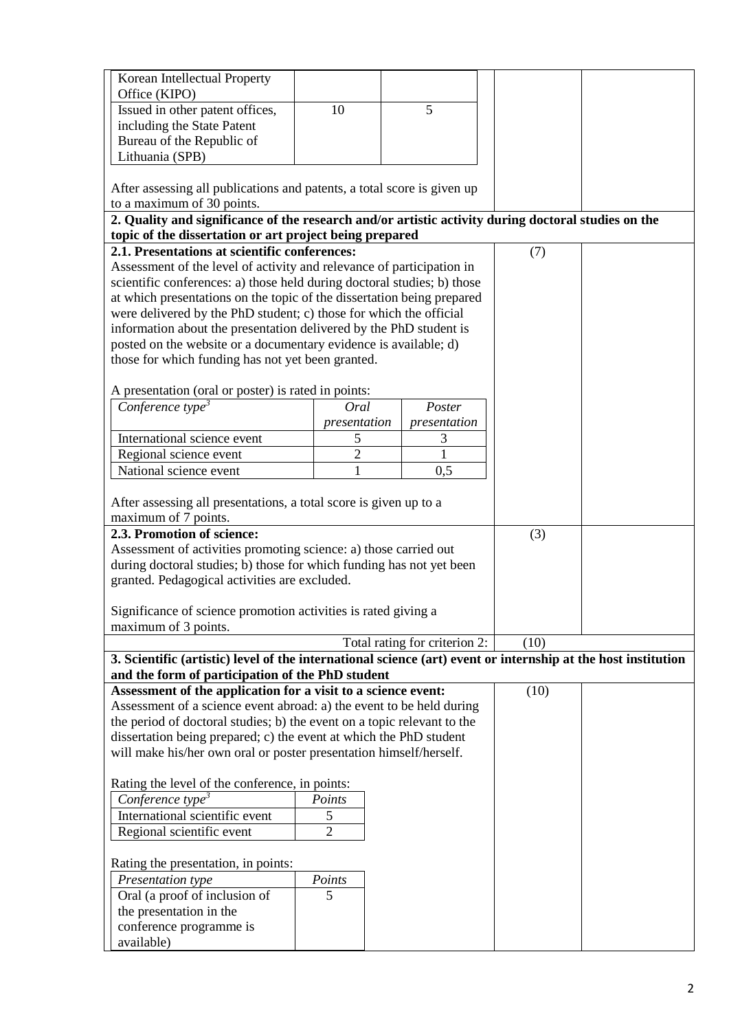| Korean Intellectual Property Office (KIPO) | | |
|---|---|---|
| Issued in other patent offices, including the State Patent Bureau of the Republic of Lithuania (SPB) | 10 | 5 |

After assessing all publications and patents, a total score is given up to a maximum of 30 points.

**2. Quality and significance of the research and/or artistic activity during doctoral studies on the topic of the dissertation or art project being prepared**

**2.1. Presentations at scientific conferences:** (7)

Assessment of the level of activity and relevance of participation in scientific conferences: a) those held during doctoral studies; b) those at which presentations on the topic of the dissertation being prepared were delivered by the PhD student; c) those for which the official information about the presentation delivered by the PhD student is posted on the website or a documentary evidence is available; d) those for which funding has not yet been granted.

A presentation (oral or poster) is rated in points:

| *Conference type*[3] | *Oral presentation* | *Poster presentation* |
|---|---|---|
| International science event | 5 | 3 |
| Regional science event | 2 | 1 |
| National science event | 1 | 0,5 |

After assessing all presentations, a total score is given up to a maximum of 7 points.

**2.3. Promotion of science:** (3)

Assessment of activities promoting science: a) those carried out during doctoral studies; b) those for which funding has not yet been granted. Pedagogical activities are excluded.

Significance of science promotion activities is rated giving a maximum of 3 points.

Total rating for criterion 2: (10)

**3. Scientific (artistic) level of the international science (art) event or internship at the host institution and the form of participation of the PhD student**

**Assessment of the application for a visit to a science event:** (10)

Assessment of a science event abroad: a) the event to be held during the period of doctoral studies; b) the event on a topic relevant to the dissertation being prepared; c) the event at which the PhD student will make his/her own oral or poster presentation himself/herself.

Rating the level of the conference, in points:

| *Conference type*[3] | *Points* |
|---|---|
| International scientific event | 5 |
| Regional scientific event | 2 |

Rating the presentation, in points:

| *Presentation type* | *Points* |
|---|---|
| Oral (a proof of inclusion of the presentation in the conference programme is available) | 5 |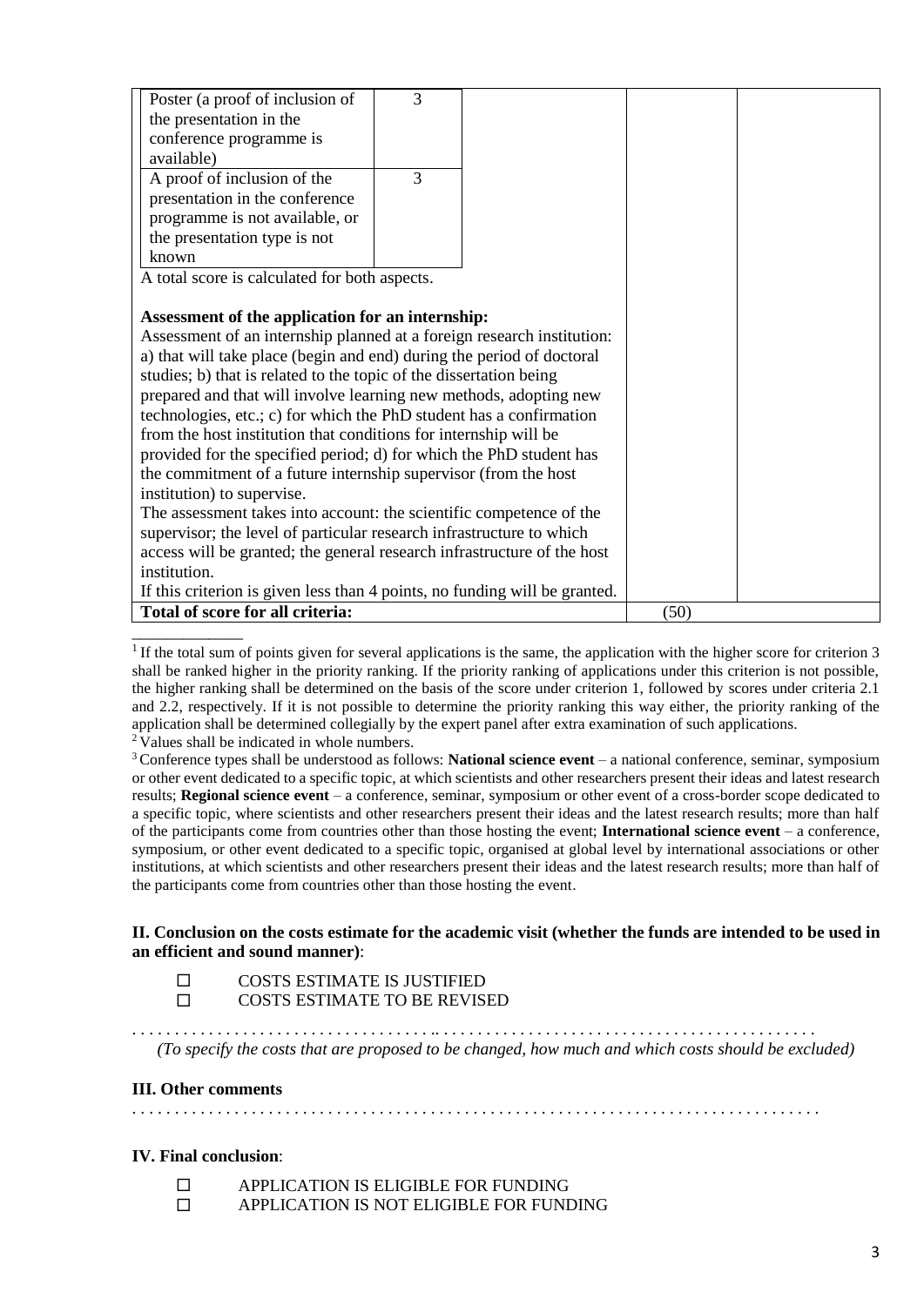| | | |
|---|---|---|
| Poster (a proof of inclusion of the presentation in the conference programme is available) 3<br>A proof of inclusion of the presentation in the conference programme is not available, or the presentation type is not known 3<br>A total score is calculated for both aspects.<br><br>**Assessment of the application for an internship:**<br>Assessment of an internship planned at a foreign research institution: a) that will take place (begin and end) during the period of doctoral studies; b) that is related to the topic of the dissertation being prepared and that will involve learning new methods, adopting new technologies, etc.; c) for which the PhD student has a confirmation from the host institution that conditions for internship will be provided for the specified period; d) for which the PhD student has the commitment of a future internship supervisor (from the host institution) to supervise.<br>The assessment takes into account: the scientific competence of the supervisor; the level of particular research infrastructure to which access will be granted; the general research infrastructure of the host institution.<br>If this criterion is given less than 4 points, no funding will be granted. | | |
| **Total of score for all criteria:** | (50) | |

[1] If the total sum of points given for several applications is the same, the application with the higher score for criterion 3 shall be ranked higher in the priority ranking. If the priority ranking of applications under this criterion is not possible, the higher ranking shall be determined on the basis of the score under criterion 1, followed by scores under criteria 2.1 and 2.2, respectively. If it is not possible to determine the priority ranking this way either, the priority ranking of the application shall be determined collegially by the expert panel after extra examination of such applications.

[2] Values shall be indicated in whole numbers.

[3] Conference types shall be understood as follows: **National science event** – a national conference, seminar, symposium or other event dedicated to a specific topic, at which scientists and other researchers present their ideas and latest research results; **Regional science event** – a conference, seminar, symposium or other event of a cross-border scope dedicated to a specific topic, where scientists and other researchers present their ideas and the latest research results; more than half of the participants come from countries other than those hosting the event; **International science event** – a conference, symposium, or other event dedicated to a specific topic, organised at global level by international associations or other institutions, at which scientists and other researchers present their ideas and the latest research results; more than half of the participants come from countries other than those hosting the event.

**II. Conclusion on the costs estimate for the academic visit (whether the funds are intended to be used in an efficient and sound manner)**:

- ☐ COSTS ESTIMATE IS JUSTIFIED
- ☐ COSTS ESTIMATE TO BE REVISED

. . . . . . . . . . . . . . . . . . . . . . . . . . . . . . . . . . . . . . . . . . . . . . . . . . . . . . . . . . . . . . . . . . . . . . . . . . . . .

*(To specify the costs that are proposed to be changed, how much and which costs should be excluded)*

**III. Other comments**

. . . . . . . . . . . . . . . . . . . . . . . . . . . . . . . . . . . . . . . . . . . . . . . . . . . . . . . . . . . . . . . . . . . . . . . . . . . . .

**IV. Final conclusion**:

- ☐ APPLICATION IS ELIGIBLE FOR FUNDING
- ☐ APPLICATION IS NOT ELIGIBLE FOR FUNDING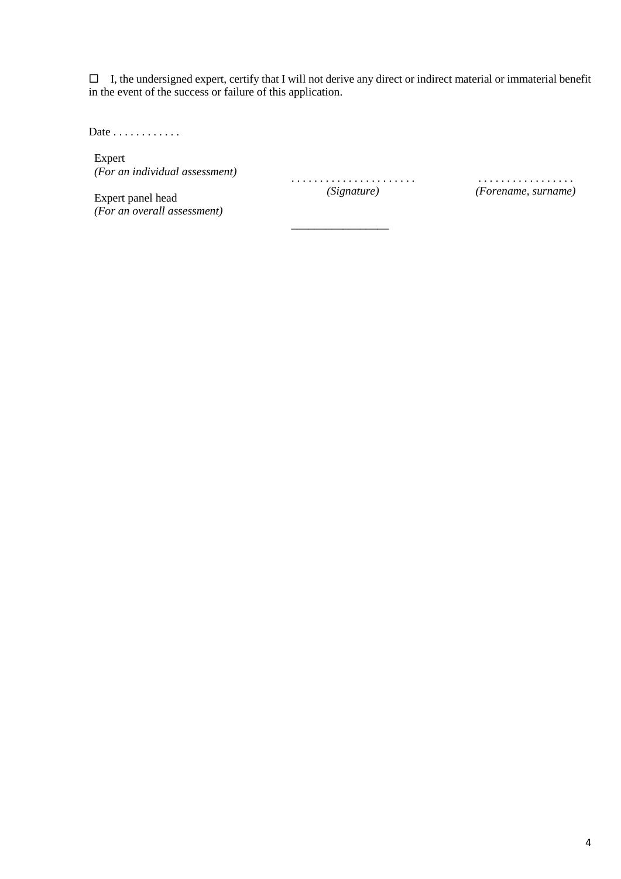☐ I, the undersigned expert, certify that I will not derive any direct or indirect material or immaterial benefit in the event of the success or failure of this application.

Date . . . . . . . . . . . .

| | | |
|---|---|---|
| Expert<br>*(For an individual assessment)*<br><br>Expert panel head<br>*(For an overall assessment)* | . . . . . . . . . . . . . . . . . . . . . .<br>*(Signature)* | . . . . . . . . . . . . . . . . .<br>*(Forename, surname)* |

_________________